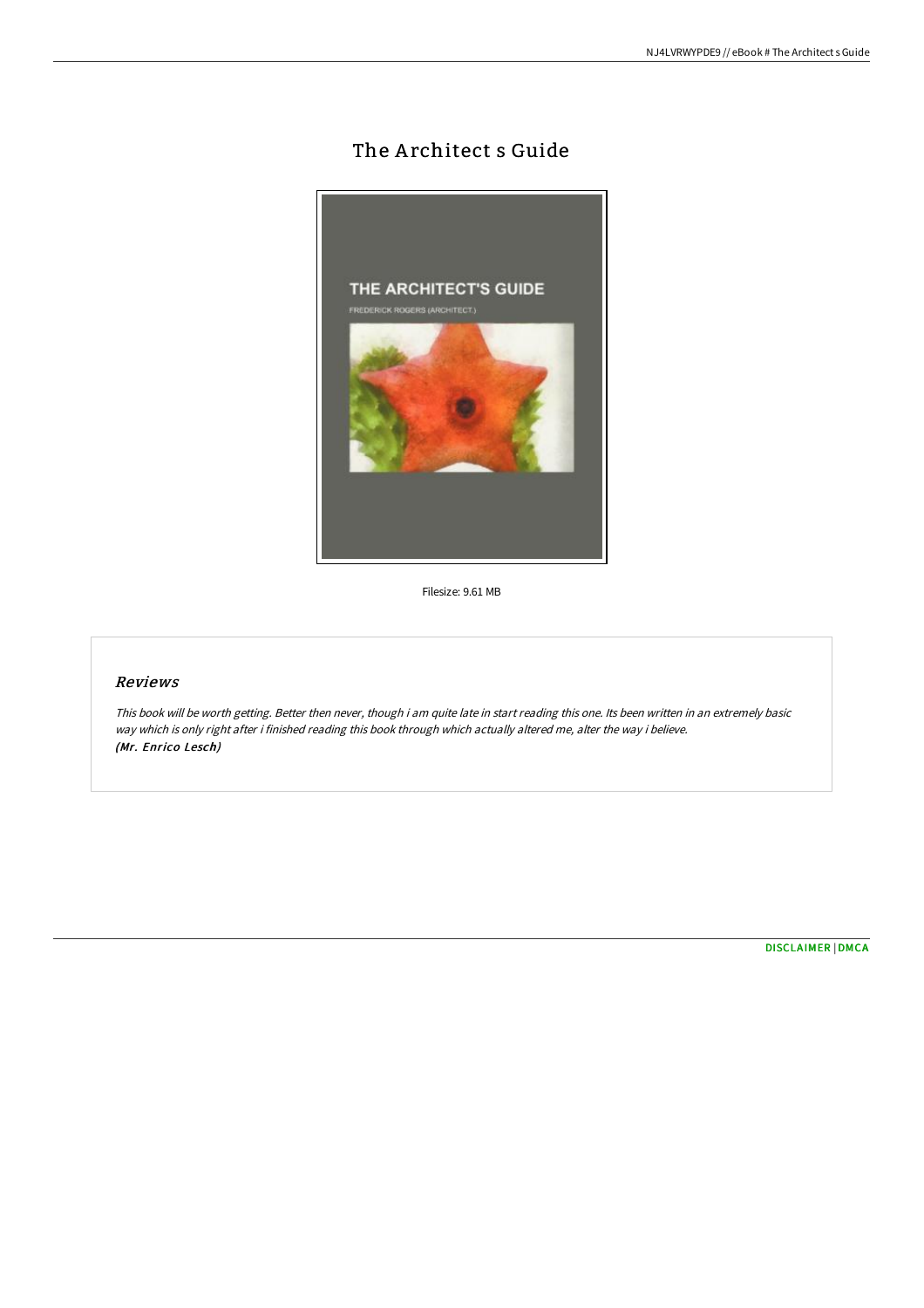# The Architect s Guide

Filesize: 9.61 MB

## Reviews

*This book will be worth getting. Better then never, though i am quite late in start reading this one. Its been written in an extremely basic way which is only right after i finished reading this book through which actually altered me, alter the way i believe.*
***(Mr. Enrico Lesch)***

DISCLAIMER | DMCA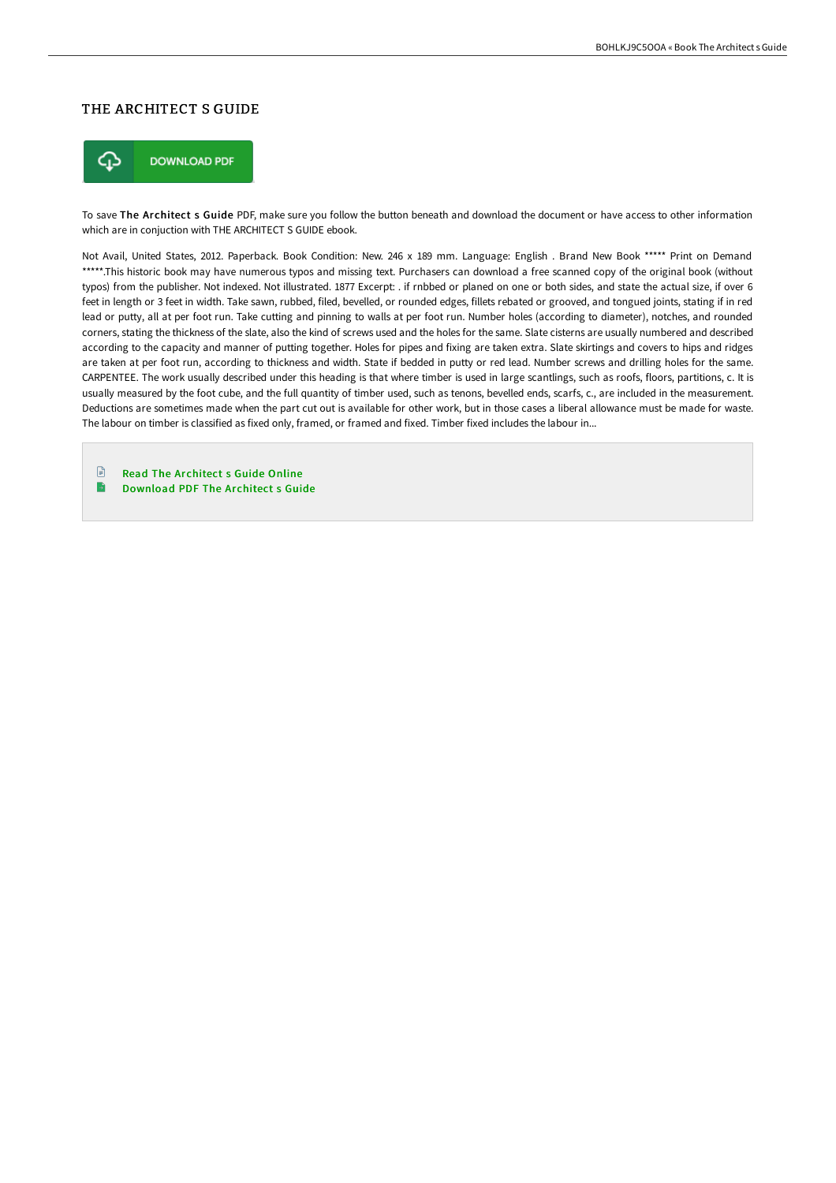# THE ARCHITECT S GUIDE

DOWNLOAD PDF

To save **The Architect s Guide** PDF, make sure you follow the button beneath and download the document or have access to other information which are in conjuction with THE ARCHITECT S GUIDE ebook.

Not Avail, United States, 2012. Paperback. Book Condition: New. 246 x 189 mm. Language: English . Brand New Book ***** Print on Demand *****.This historic book may have numerous typos and missing text. Purchasers can download a free scanned copy of the original book (without typos) from the publisher. Not indexed. Not illustrated. 1877 Excerpt: . if rnbbed or planed on one or both sides, and state the actual size, if over 6 feet in length or 3 feet in width. Take sawn, rubbed, filed, bevelled, or rounded edges, fillets rebated or grooved, and tongued joints, stating if in red lead or putty, all at per foot run. Take cutting and pinning to walls at per foot run. Number holes (according to diameter), notches, and rounded corners, stating the thickness of the slate, also the kind of screws used and the holes for the same. Slate cisterns are usually numbered and described according to the capacity and manner of putting together. Holes for pipes and fixing are taken extra. Slate skirtings and covers to hips and ridges are taken at per foot run, according to thickness and width. State if bedded in putty or red lead. Number screws and drilling holes for the same. CARPENTEE. The work usually described under this heading is that where timber is used in large scantlings, such as roofs, floors, partitions, c. It is usually measured by the foot cube, and the full quantity of timber used, such as tenons, bevelled ends, scarfs, c., are included in the measurement. Deductions are sometimes made when the part cut out is available for other work, but in those cases a liberal allowance must be made for waste. The labour on timber is classified as fixed only, framed, or framed and fixed. Timber fixed includes the labour in...

- Read The Architect s Guide Online
- Download PDF The Architect s Guide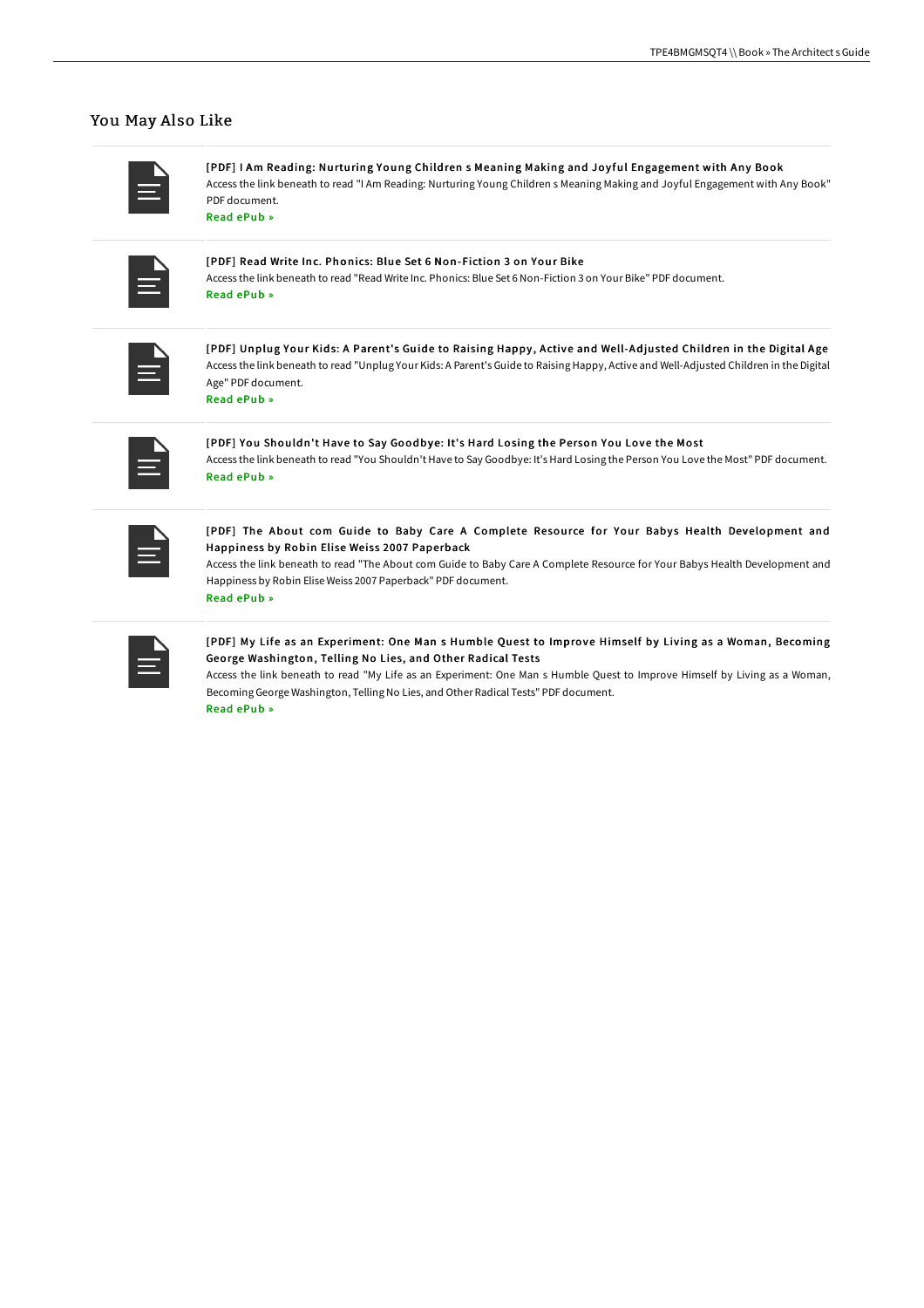## You May Also Like

**[PDF] I Am Reading: Nurturing Young Children s Meaning Making and Joyful Engagement with Any Book**

Access the link beneath to read "I Am Reading: Nurturing Young Children s Meaning Making and Joyful Engagement with Any Book" PDF document.

Read ePub »

**[PDF] Read Write Inc. Phonics: Blue Set 6 Non-Fiction 3 on Your Bike**

Access the link beneath to read "Read Write Inc. Phonics: Blue Set 6 Non-Fiction 3 on Your Bike" PDF document.

Read ePub »

**[PDF] Unplug Your Kids: A Parent's Guide to Raising Happy, Active and Well-Adjusted Children in the Digital Age**

Access the link beneath to read "Unplug Your Kids: A Parent's Guide to Raising Happy, Active and Well-Adjusted Children in the Digital Age" PDF document.

Read ePub »

**[PDF] You Shouldn't Have to Say Goodbye: It's Hard Losing the Person You Love the Most**

Access the link beneath to read "You Shouldn't Have to Say Goodbye: It's Hard Losing the Person You Love the Most" PDF document.

Read ePub »

**[PDF] The About com Guide to Baby Care A Complete Resource for Your Babys Health Development and Happiness by Robin Elise Weiss 2007 Paperback**

Access the link beneath to read "The About com Guide to Baby Care A Complete Resource for Your Babys Health Development and Happiness by Robin Elise Weiss 2007 Paperback" PDF document.

Read ePub »

**[PDF] My Life as an Experiment: One Man s Humble Quest to Improve Himself by Living as a Woman, Becoming George Washington, Telling No Lies, and Other Radical Tests**

Access the link beneath to read "My Life as an Experiment: One Man s Humble Quest to Improve Himself by Living as a Woman, Becoming George Washington, Telling No Lies, and Other Radical Tests" PDF document.

Read ePub »